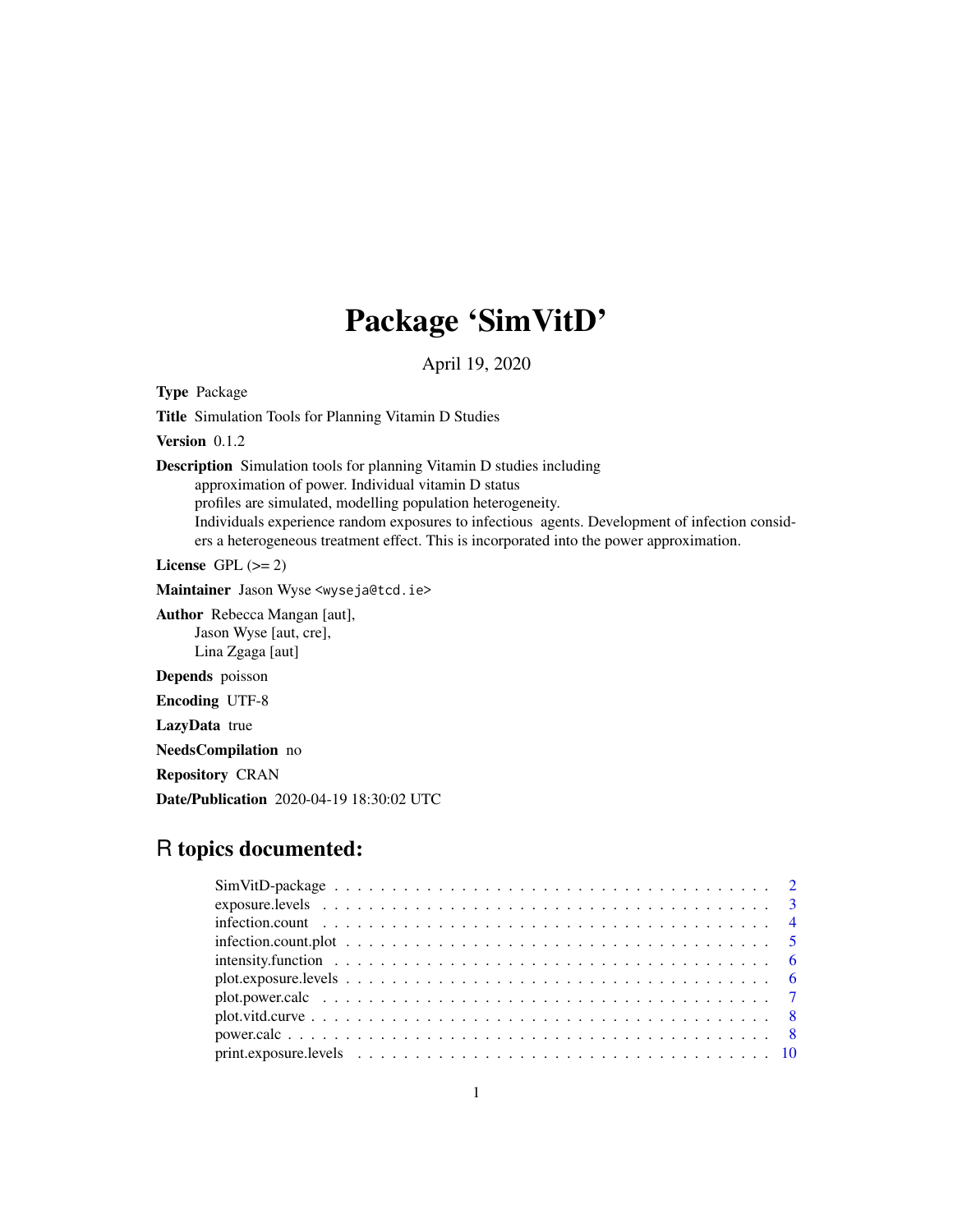# Package 'SimVitD'

April 19, 2020

**Type** Package

**Title** Simulation Tools for Planning Vitamin D Studies

**Version** 0.1.2

**Description** Simulation tools for planning Vitamin D studies including approximation of power. Individual vitamin D status profiles are simulated, modelling population heterogeneity. Individuals experience random exposures to infectious agents. Development of infection considers a heterogeneous treatment effect. This is incorporated into the power approximation.

**License** GPL (>= 2)

**Maintainer** Jason Wyse <wyseja@tcd.ie>

**Author** Rebecca Mangan [aut],
Jason Wyse [aut, cre],
Lina Zgaga [aut]

**Depends** poisson

**Encoding** UTF-8

**LazyData** true

**NeedsCompilation** no

**Repository** CRAN

**Date/Publication** 2020-04-19 18:30:02 UTC

## R topics documented:

| | |
|---|---|
| SimVitD-package | 2 |
| exposure.levels | 3 |
| infection.count | 4 |
| infection.count.plot | 5 |
| intensity.function | 6 |
| plot.exposure.levels | 6 |
| plot.power.calc | 7 |
| plot.vitd.curve | 8 |
| power.calc | 8 |
| print.exposure.levels | 10 |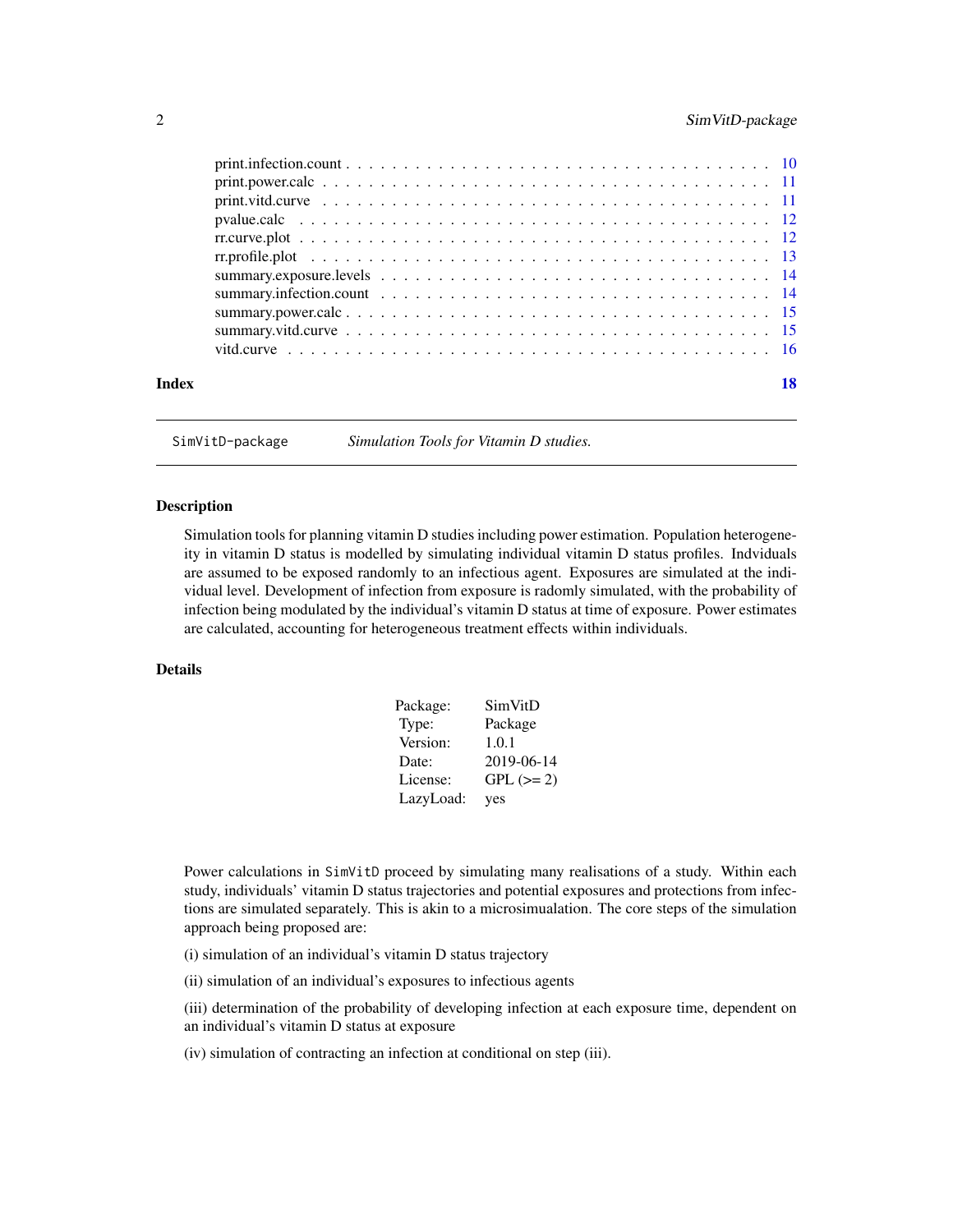| | |
|---|---|
| print.infection.count | 10 |
| print.power.calc | 11 |
| print.vitd.curve | 11 |
| pvalue.calc | 12 |
| rr.curve.plot | 12 |
| rr.profile.plot | 13 |
| summary.exposure.levels | 14 |
| summary.infection.count | 14 |
| summary.power.calc | 15 |
| summary.vitd.curve | 15 |
| vitd.curve | 16 |

**Index** **18**

---

`SimVitD-package` *Simulation Tools for Vitamin D studies.*

---

## Description

Simulation tools for planning vitamin D studies including power estimation. Population heterogeneity in vitamin D status is modelled by simulating individual vitamin D status profiles. Indviduals are assumed to be exposed randomly to an infectious agent. Exposures are simulated at the individual level. Development of infection from exposure is radomly simulated, with the probability of infection being modulated by the individual's vitamin D status at time of exposure. Power estimates are calculated, accounting for heterogeneous treatment effects within individuals.

## Details

| | |
|---|---|
| Package: | SimVitD |
| Type: | Package |
| Version: | 1.0.1 |
| Date: | 2019-06-14 |
| License: | GPL (>= 2) |
| LazyLoad: | yes |

Power calculations in `SimVitD` proceed by simulating many realisations of a study. Within each study, individuals' vitamin D status trajectories and potential exposures and protections from infections are simulated separately. This is akin to a microsimualation. The core steps of the simulation approach being proposed are:

(i) simulation of an individual's vitamin D status trajectory

(ii) simulation of an individual's exposures to infectious agents

(iii) determination of the probability of developing infection at each exposure time, dependent on an individual's vitamin D status at exposure

(iv) simulation of contracting an infection at conditional on step (iii).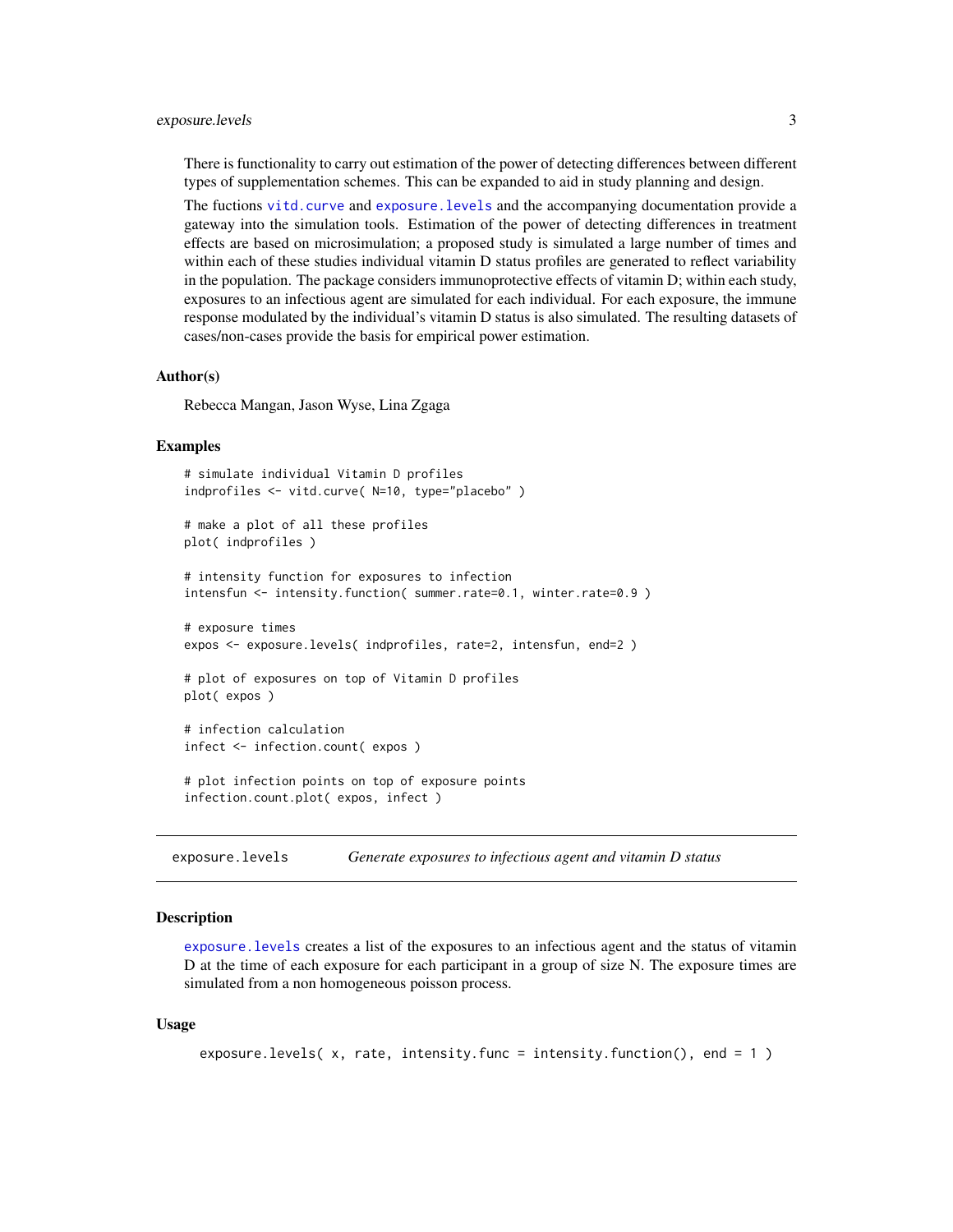There is functionality to carry out estimation of the power of detecting differences between different types of supplementation schemes. This can be expanded to aid in study planning and design.

The fuctions `vitd.curve` and `exposure.levels` and the accompanying documentation provide a gateway into the simulation tools. Estimation of the power of detecting differences in treatment effects are based on microsimulation; a proposed study is simulated a large number of times and within each of these studies individual vitamin D status profiles are generated to reflect variability in the population. The package considers immunoprotective effects of vitamin D; within each study, exposures to an infectious agent are simulated for each individual. For each exposure, the immune response modulated by the individual's vitamin D status is also simulated. The resulting datasets of cases/non-cases provide the basis for empirical power estimation.

### Author(s)

Rebecca Mangan, Jason Wyse, Lina Zgaga

### Examples

```
# simulate individual Vitamin D profiles
indprofiles <- vitd.curve( N=10, type="placebo" )

# make a plot of all these profiles
plot( indprofiles )

# intensity function for exposures to infection
intensfun <- intensity.function( summer.rate=0.1, winter.rate=0.9 )

# exposure times
expos <- exposure.levels( indprofiles, rate=2, intensfun, end=2 )

# plot of exposures on top of Vitamin D profiles
plot( expos )

# infection calculation
infect <- infection.count( expos )

# plot infection points on top of exposure points
infection.count.plot( expos, infect )
```

---

## exposure.levels *Generate exposures to infectious agent and vitamin D status*

### Description

`exposure.levels` creates a list of the exposures to an infectious agent and the status of vitamin D at the time of each exposure for each participant in a group of size N. The exposure times are simulated from a non homogeneous poisson process.

### Usage

```
exposure.levels( x, rate, intensity.func = intensity.function(), end = 1 )
```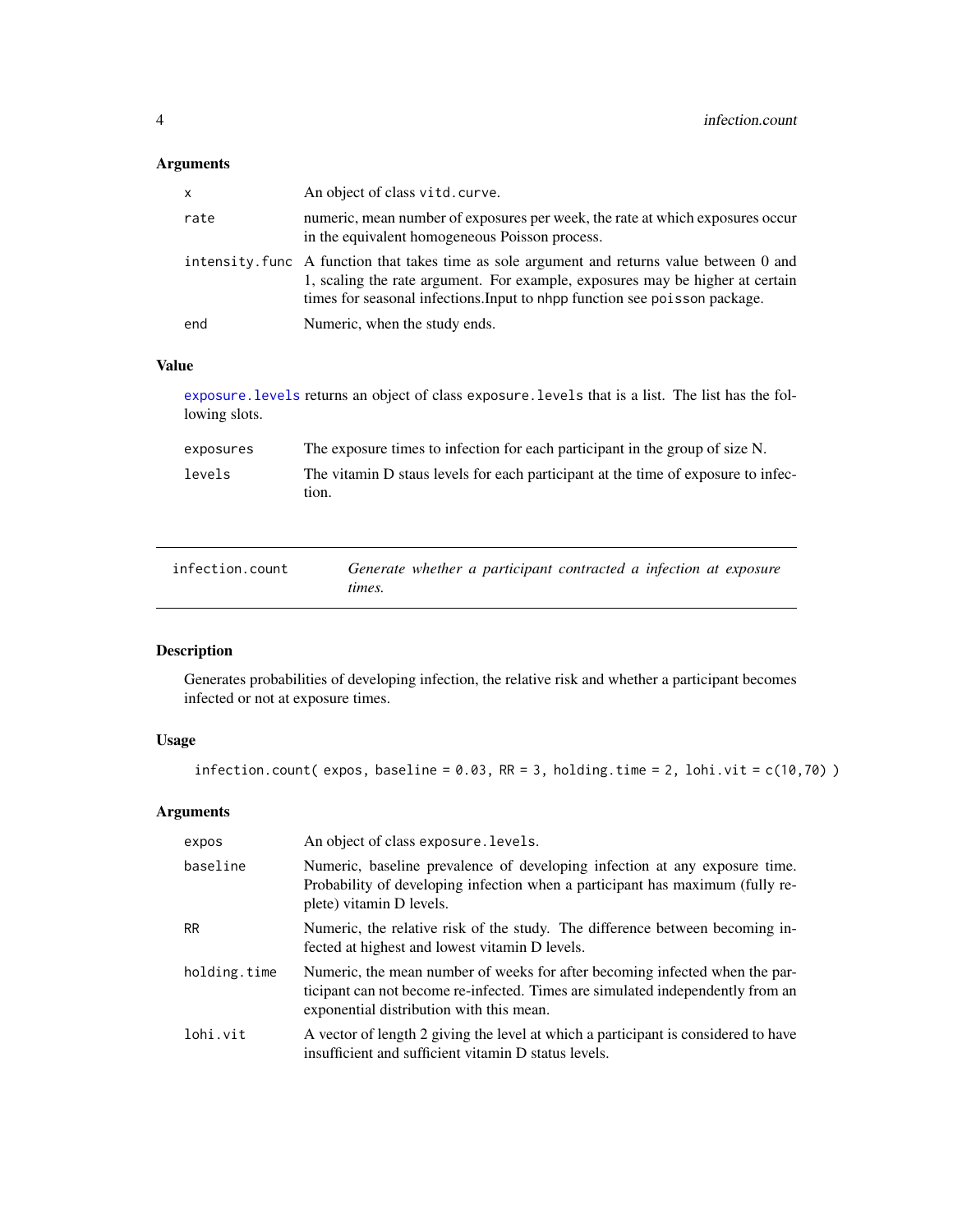### Arguments

| | |
|---|---|
| x | An object of class vitd.curve. |
| rate | numeric, mean number of exposures per week, the rate at which exposures occur in the equivalent homogeneous Poisson process. |
| intensity.func | A function that takes time as sole argument and returns value between 0 and 1, scaling the rate argument. For example, exposures may be higher at certain times for seasonal infections.Input to nhpp function see poisson package. |
| end | Numeric, when the study ends. |

### Value

exposure.levels returns an object of class exposure.levels that is a list. The list has the following slots.

| | |
|---|---|
| exposures | The exposure times to infection for each participant in the group of size N. |
| levels | The vitamin D staus levels for each participant at the time of exposure to infection. |

---

## infection.count — *Generate whether a participant contracted a infection at exposure times.*

---

### Description

Generates probabilities of developing infection, the relative risk and whether a participant becomes infected or not at exposure times.

### Usage

```
infection.count( expos, baseline = 0.03, RR = 3, holding.time = 2, lohi.vit = c(10,70) )
```

### Arguments

| | |
|---|---|
| expos | An object of class exposure.levels. |
| baseline | Numeric, baseline prevalence of developing infection at any exposure time. Probability of developing infection when a participant has maximum (fully replete) vitamin D levels. |
| RR | Numeric, the relative risk of the study. The difference between becoming infected at highest and lowest vitamin D levels. |
| holding.time | Numeric, the mean number of weeks for after becoming infected when the participant can not become re-infected. Times are simulated independently from an exponential distribution with this mean. |
| lohi.vit | A vector of length 2 giving the level at which a participant is considered to have insufficient and sufficient vitamin D status levels. |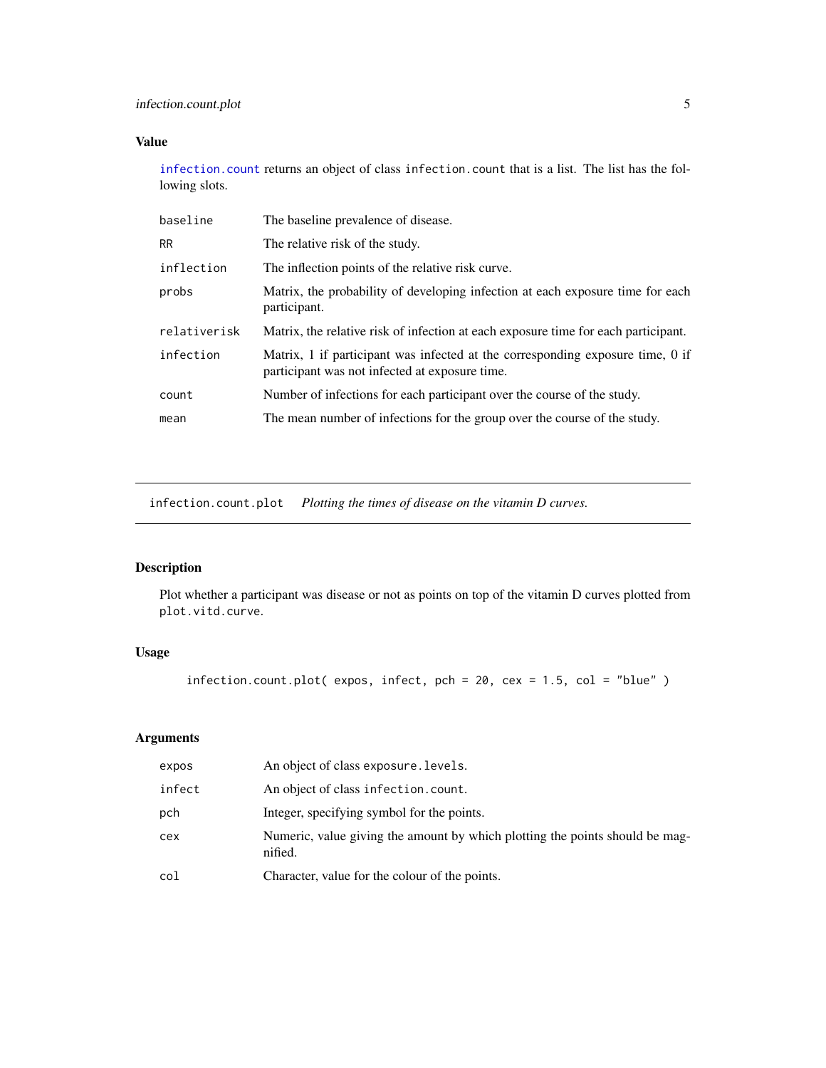## Value

`infection.count` returns an object of class `infection.count` that is a list. The list has the following slots.

| | |
|---|---|
| `baseline` | The baseline prevalence of disease. |
| `RR` | The relative risk of the study. |
| `inflection` | The inflection points of the relative risk curve. |
| `probs` | Matrix, the probability of developing infection at each exposure time for each participant. |
| `relativerisk` | Matrix, the relative risk of infection at each exposure time for each participant. |
| `infection` | Matrix, 1 if participant was infected at the corresponding exposure time, 0 if participant was not infected at exposure time. |
| `count` | Number of infections for each participant over the course of the study. |
| `mean` | The mean number of infections for the group over the course of the study. |

---

# `infection.count.plot` *Plotting the times of disease on the vitamin D curves.*

---

## Description

Plot whether a participant was disease or not as points on top of the vitamin D curves plotted from `plot.vitd.curve`.

## Usage

```
infection.count.plot( expos, infect, pch = 20, cex = 1.5, col = "blue" )
```

## Arguments

| | |
|---|---|
| `expos` | An object of class `exposure.levels`. |
| `infect` | An object of class `infection.count`. |
| `pch` | Integer, specifying symbol for the points. |
| `cex` | Numeric, value giving the amount by which plotting the points should be magnified. |
| `col` | Character, value for the colour of the points. |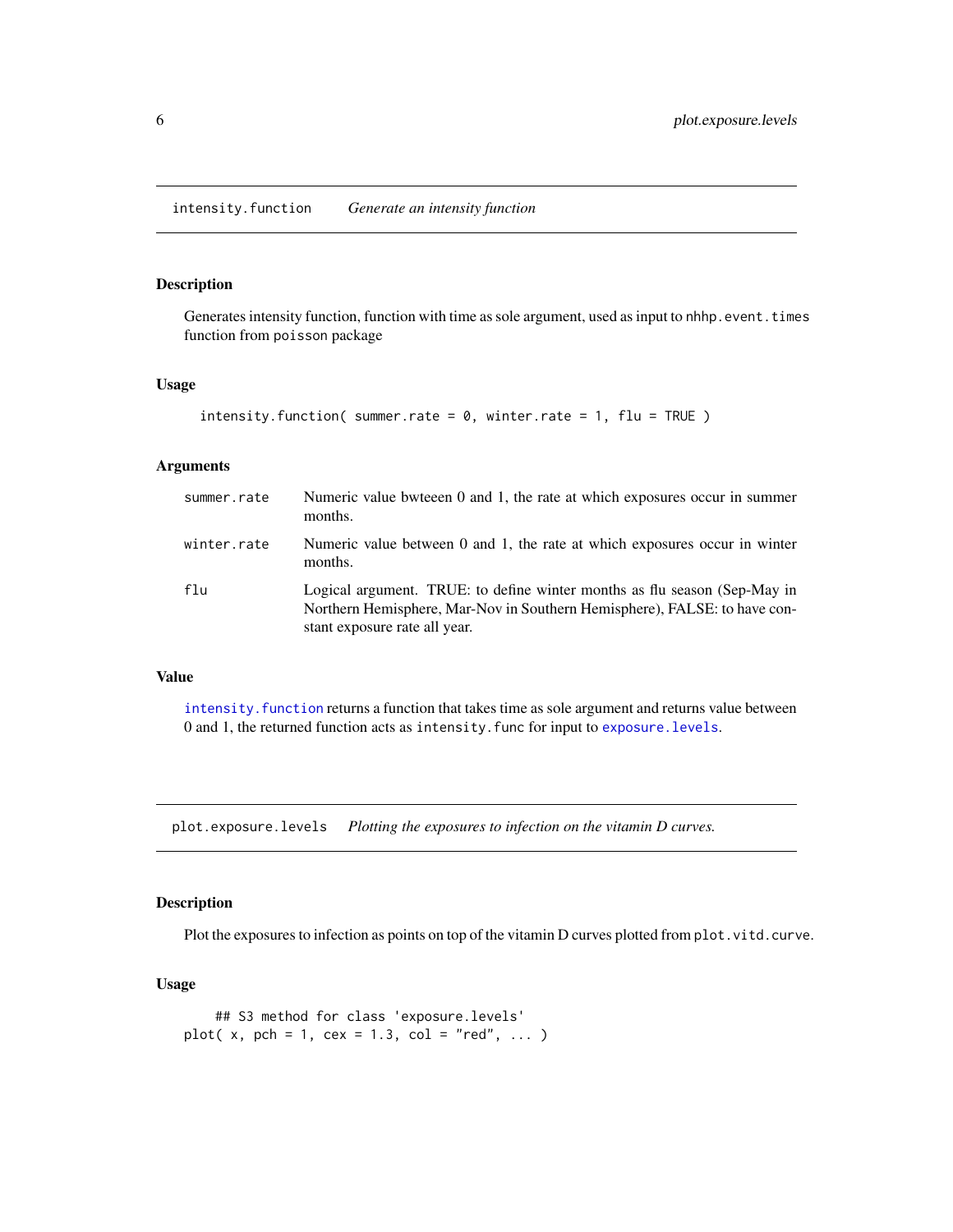## intensity.function — *Generate an intensity function*

### Description

Generates intensity function, function with time as sole argument, used as input to `nhhp.event.times` function from `poisson` package

### Usage

```
intensity.function( summer.rate = 0, winter.rate = 1, flu = TRUE )
```

### Arguments

| | |
|---|---|
| `summer.rate` | Numeric value bwteeen 0 and 1, the rate at which exposures occur in summer months. |
| `winter.rate` | Numeric value between 0 and 1, the rate at which exposures occur in winter months. |
| `flu` | Logical argument. TRUE: to define winter months as flu season (Sep-May in Northern Hemisphere, Mar-Nov in Southern Hemisphere), FALSE: to have constant exposure rate all year. |

### Value

`intensity.function` returns a function that takes time as sole argument and returns value between 0 and 1, the returned function acts as `intensity.func` for input to `exposure.levels`.

## plot.exposure.levels — *Plotting the exposures to infection on the vitamin D curves.*

### Description

Plot the exposures to infection as points on top of the vitamin D curves plotted from `plot.vitd.curve`.

### Usage

```
    ## S3 method for class 'exposure.levels'
plot( x, pch = 1, cex = 1.3, col = "red", ... )
```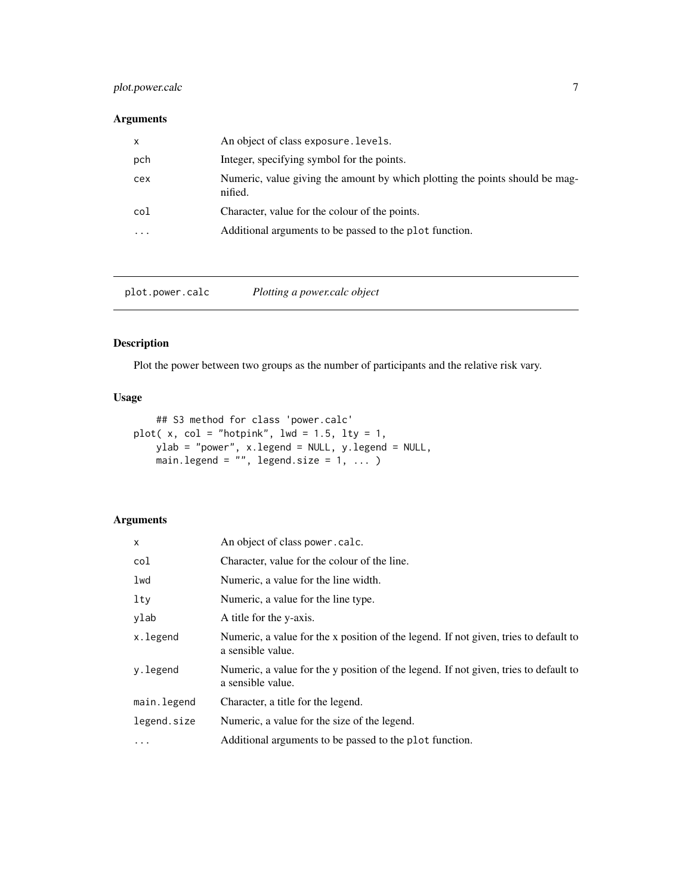## Arguments

| | |
|---|---|
| x | An object of class exposure.levels. |
| pch | Integer, specifying symbol for the points. |
| cex | Numeric, value giving the amount by which plotting the points should be magnified. |
| col | Character, value for the colour of the points. |
| ... | Additional arguments to be passed to the plot function. |

---

# plot.power.calc *Plotting a power.calc object*

## Description

Plot the power between two groups as the number of participants and the relative risk vary.

## Usage

```
    ## S3 method for class 'power.calc'
plot( x, col = "hotpink", lwd = 1.5, lty = 1,
    ylab = "power", x.legend = NULL, y.legend = NULL,
    main.legend = "", legend.size = 1, ... )
```

## Arguments

| | |
|---|---|
| x | An object of class power.calc. |
| col | Character, value for the colour of the line. |
| lwd | Numeric, a value for the line width. |
| lty | Numeric, a value for the line type. |
| ylab | A title for the y-axis. |
| x.legend | Numeric, a value for the x position of the legend. If not given, tries to default to a sensible value. |
| y.legend | Numeric, a value for the y position of the legend. If not given, tries to default to a sensible value. |
| main.legend | Character, a title for the legend. |
| legend.size | Numeric, a value for the size of the legend. |
| ... | Additional arguments to be passed to the plot function. |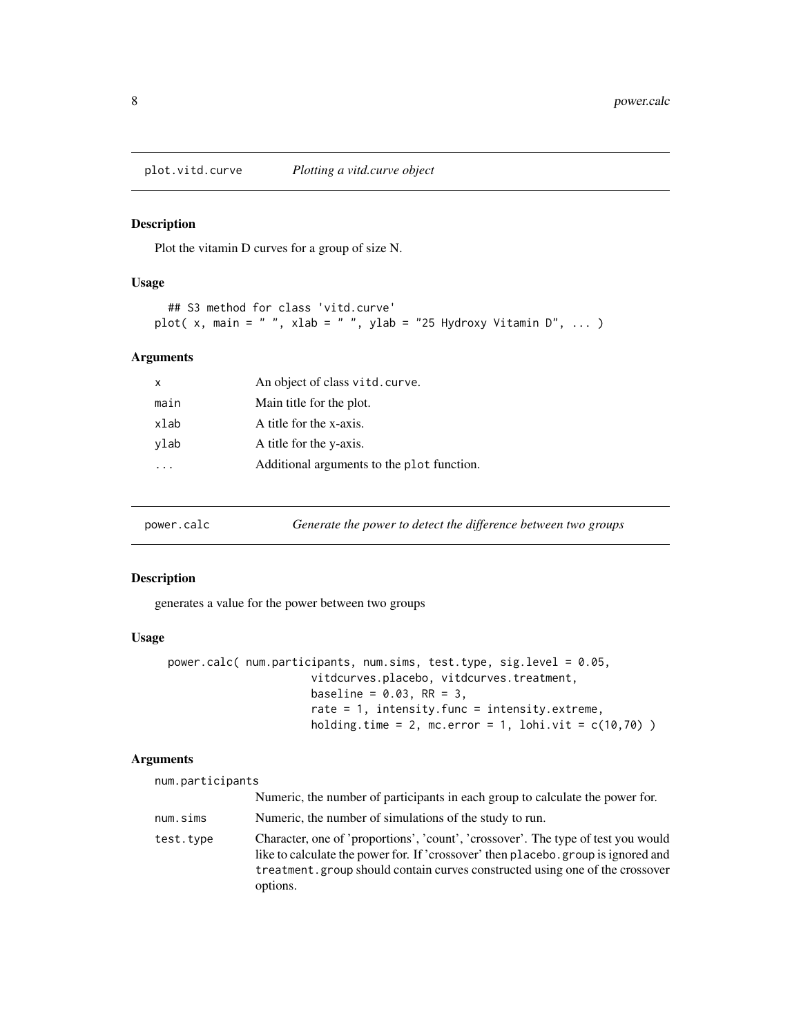## plot.vitd.curve — *Plotting a vitd.curve object*

### Description

Plot the vitamin D curves for a group of size N.

### Usage

```
## S3 method for class 'vitd.curve'
plot( x, main = " ", xlab = " ", ylab = "25 Hydroxy Vitamin D", ... )
```

### Arguments

| | |
|---|---|
| x | An object of class `vitd.curve`. |
| main | Main title for the plot. |
| xlab | A title for the x-axis. |
| ylab | A title for the y-axis. |
| ... | Additional arguments to the `plot` function. |

## power.calc — *Generate the power to detect the difference between two groups*

### Description

generates a value for the power between two groups

### Usage

```
power.calc( num.participants, num.sims, test.type, sig.level = 0.05,
                    vitdcurves.placebo, vitdcurves.treatment,
                    baseline = 0.03, RR = 3,
                    rate = 1, intensity.func = intensity.extreme,
                    holding.time = 2, mc.error = 1, lohi.vit = c(10,70) )
```

### Arguments

| | |
|---|---|
| num.participants | Numeric, the number of participants in each group to calculate the power for. |
| num.sims | Numeric, the number of simulations of the study to run. |
| test.type | Character, one of 'proportions', 'count', 'crossover'. The type of test you would like to calculate the power for. If 'crossover' then `placebo.group` is ignored and `treatment.group` should contain curves constructed using one of the crossover options. |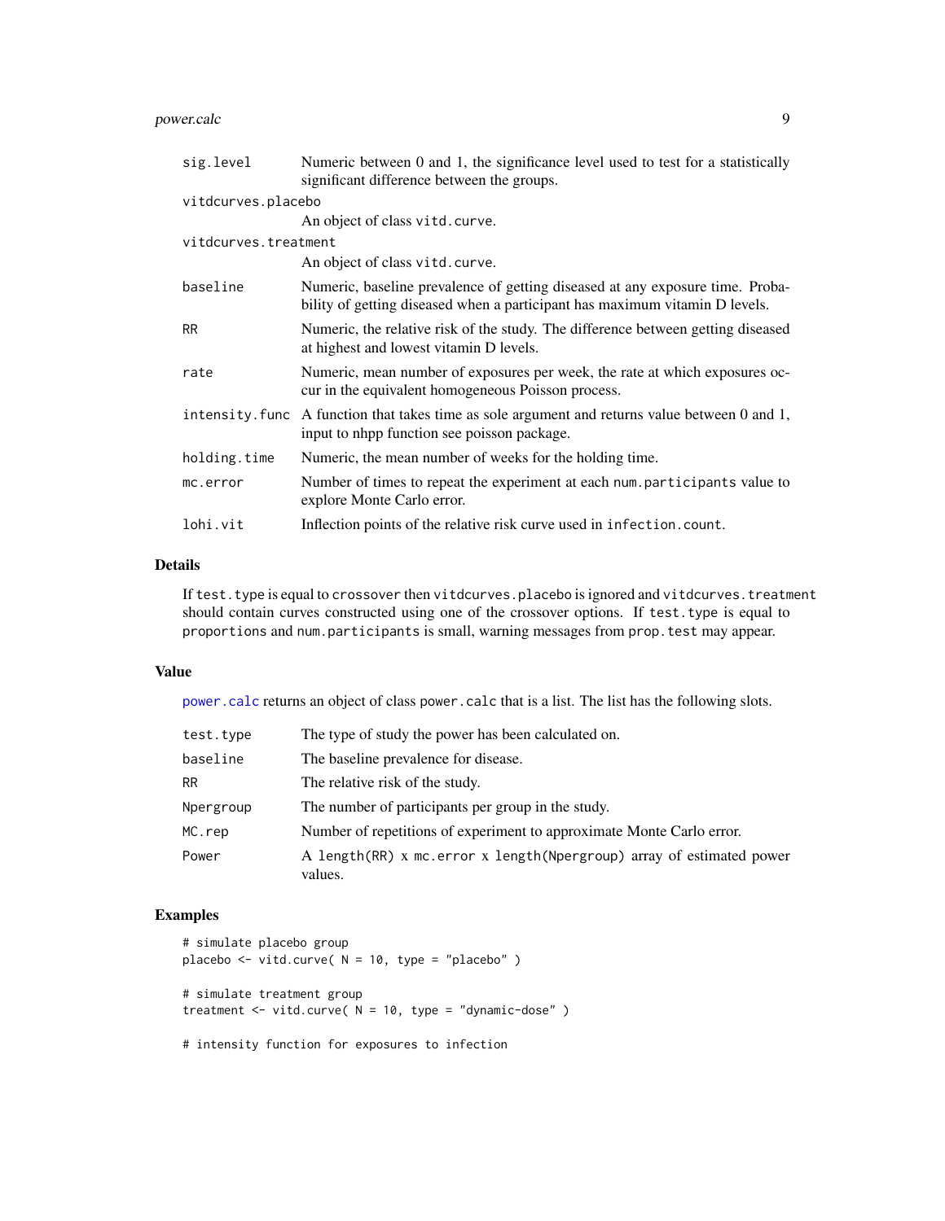| | |
|---|---|
| `sig.level` | Numeric between 0 and 1, the significance level used to test for a statistically significant difference between the groups. |
| `vitdcurves.placebo` | An object of class `vitd.curve`. |
| `vitdcurves.treatment` | An object of class `vitd.curve`. |
| `baseline` | Numeric, baseline prevalence of getting diseased at any exposure time. Probability of getting diseased when a participant has maximum vitamin D levels. |
| `RR` | Numeric, the relative risk of the study. The difference between getting diseased at highest and lowest vitamin D levels. |
| `rate` | Numeric, mean number of exposures per week, the rate at which exposures occur in the equivalent homogeneous Poisson process. |
| `intensity.func` | A function that takes time as sole argument and returns value between 0 and 1, input to nhpp function see poisson package. |
| `holding.time` | Numeric, the mean number of weeks for the holding time. |
| `mc.error` | Number of times to repeat the experiment at each `num.participants` value to explore Monte Carlo error. |
| `lohi.vit` | Inflection points of the relative risk curve used in `infection.count`. |

## Details

If `test.type` is equal to `crossover` then `vitdcurves.placebo` is ignored and `vitdcurves.treatment` should contain curves constructed using one of the crossover options. If `test.type` is equal to `proportions` and `num.participants` is small, warning messages from `prop.test` may appear.

## Value

`power.calc` returns an object of class `power.calc` that is a list. The list has the following slots.

| | |
|---|---|
| `test.type` | The type of study the power has been calculated on. |
| `baseline` | The baseline prevalence for disease. |
| `RR` | The relative risk of the study. |
| `Npergroup` | The number of participants per group in the study. |
| `MC.rep` | Number of repetitions of experiment to approximate Monte Carlo error. |
| `Power` | A `length(RR) x mc.error x length(Npergroup)` array of estimated power values. |

## Examples

```
# simulate placebo group
placebo <- vitd.curve( N = 10, type = "placebo" )

# simulate treatment group
treatment <- vitd.curve( N = 10, type = "dynamic-dose" )

# intensity function for exposures to infection
```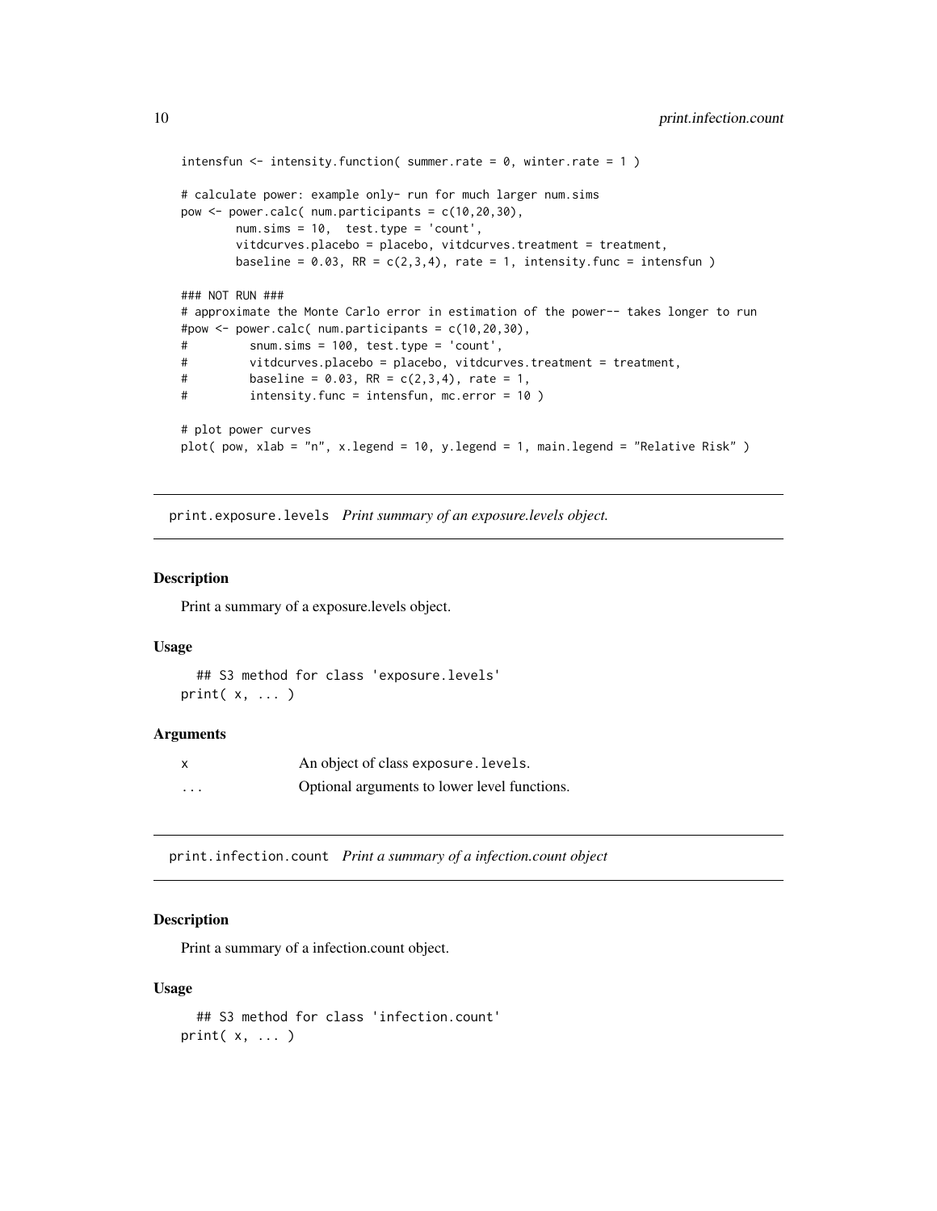```
intensfun <- intensity.function( summer.rate = 0, winter.rate = 1 )

# calculate power: example only- run for much larger num.sims
pow <- power.calc( num.participants = c(10,20,30),
        num.sims = 10,  test.type = 'count',
        vitdcurves.placebo = placebo, vitdcurves.treatment = treatment,
        baseline = 0.03, RR = c(2,3,4), rate = 1, intensity.func = intensfun )

### NOT RUN ###
# approximate the Monte Carlo error in estimation of the power-- takes longer to run
#pow <- power.calc( num.participants = c(10,20,30),
#         snum.sims = 100, test.type = 'count',
#         vitdcurves.placebo = placebo, vitdcurves.treatment = treatment,
#         baseline = 0.03, RR = c(2,3,4), rate = 1,
#         intensity.func = intensfun, mc.error = 10 )

# plot power curves
plot( pow, xlab = "n", x.legend = 10, y.legend = 1, main.legend = "Relative Risk" )
```

---

## print.exposure.levels *Print summary of an exposure.levels object.*

### Description

Print a summary of a exposure.levels object.

### Usage

```
  ## S3 method for class 'exposure.levels'
print( x, ... )
```

### Arguments

| | |
|---|---|
| x | An object of class `exposure.levels`. |
| ... | Optional arguments to lower level functions. |

---

## print.infection.count *Print a summary of a infection.count object*

### Description

Print a summary of a infection.count object.

### Usage

```
  ## S3 method for class 'infection.count'
print( x, ... )
```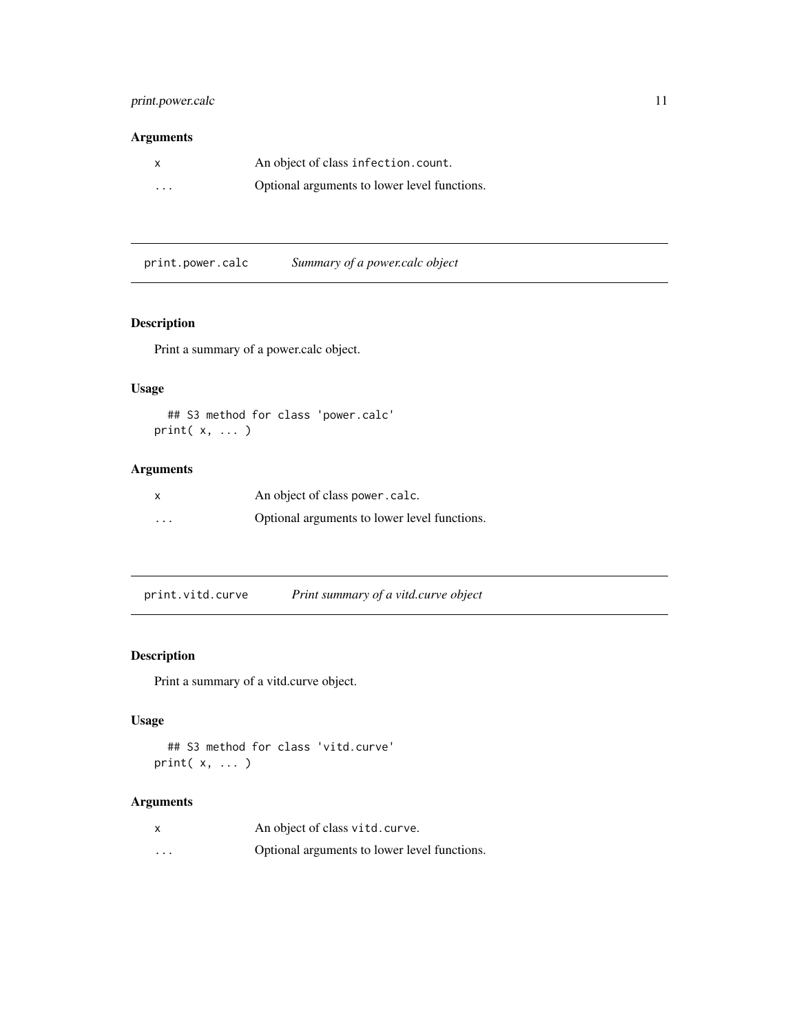## Arguments

| | |
|---|---|
| `x` | An object of class `infection.count`. |
| `...` | Optional arguments to lower level functions. |

---

## print.power.calc — *Summary of a power.calc object*

### Description

Print a summary of a power.calc object.

### Usage

```
## S3 method for class 'power.calc'
print( x, ... )
```

### Arguments

| | |
|---|---|
| `x` | An object of class `power.calc`. |
| `...` | Optional arguments to lower level functions. |

---

## print.vitd.curve — *Print summary of a vitd.curve object*

### Description

Print a summary of a vitd.curve object.

### Usage

```
## S3 method for class 'vitd.curve'
print( x, ... )
```

### Arguments

| | |
|---|---|
| `x` | An object of class `vitd.curve`. |
| `...` | Optional arguments to lower level functions. |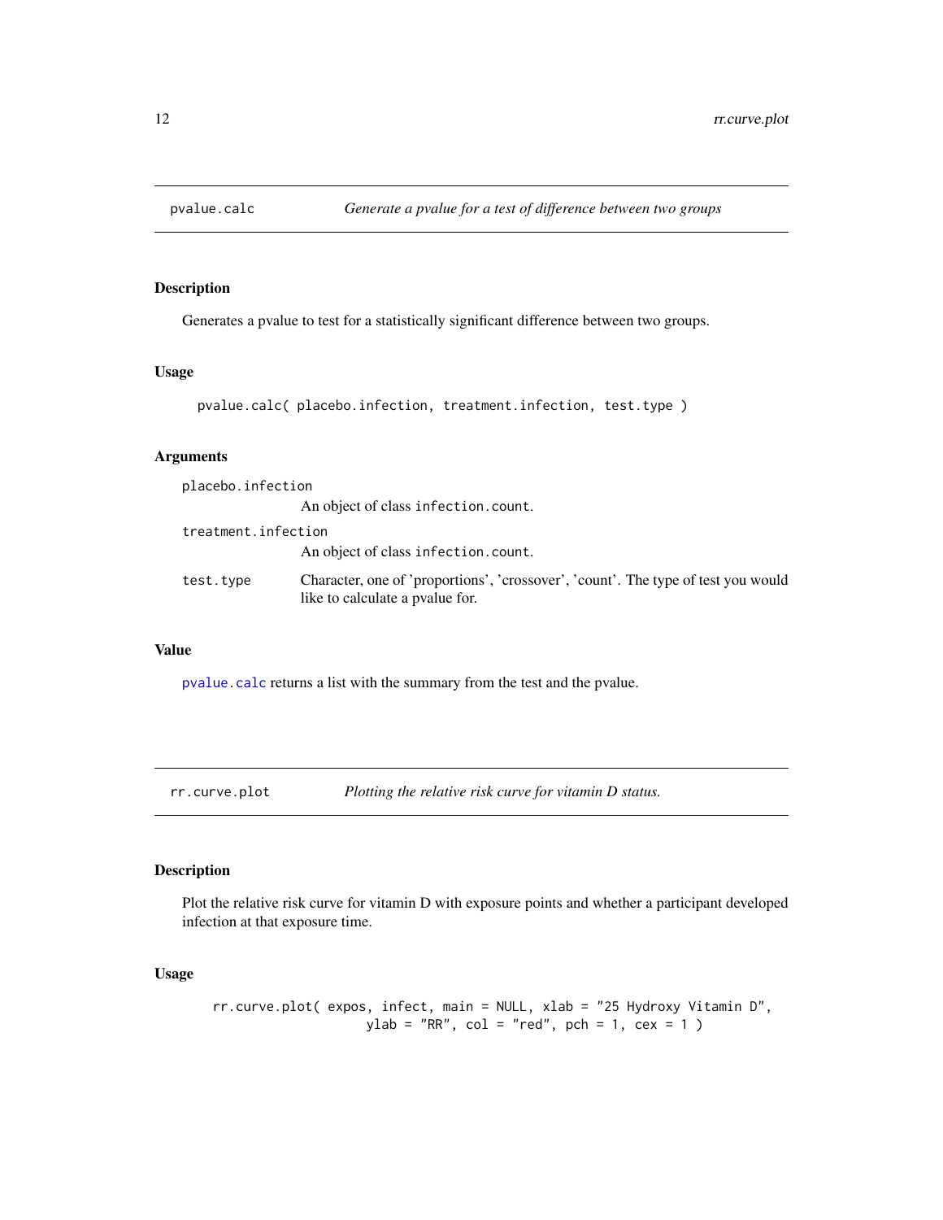## pvalue.calc — *Generate a pvalue for a test of difference between two groups*

### Description

Generates a pvalue to test for a statistically significant difference between two groups.

### Usage

```
pvalue.calc( placebo.infection, treatment.infection, test.type )
```

### Arguments

`placebo.infection`
: An object of class `infection.count`.

`treatment.infection`
: An object of class `infection.count`.

`test.type`
: Character, one of 'proportions', 'crossover', 'count'. The type of test you would like to calculate a pvalue for.

### Value

`pvalue.calc` returns a list with the summary from the test and the pvalue.

## rr.curve.plot — *Plotting the relative risk curve for vitamin D status.*

### Description

Plot the relative risk curve for vitamin D with exposure points and whether a participant developed infection at that exposure time.

### Usage

```
rr.curve.plot( expos, infect, main = NULL, xlab = "25 Hydroxy Vitamin D",
                    ylab = "RR", col = "red", pch = 1, cex = 1 )
```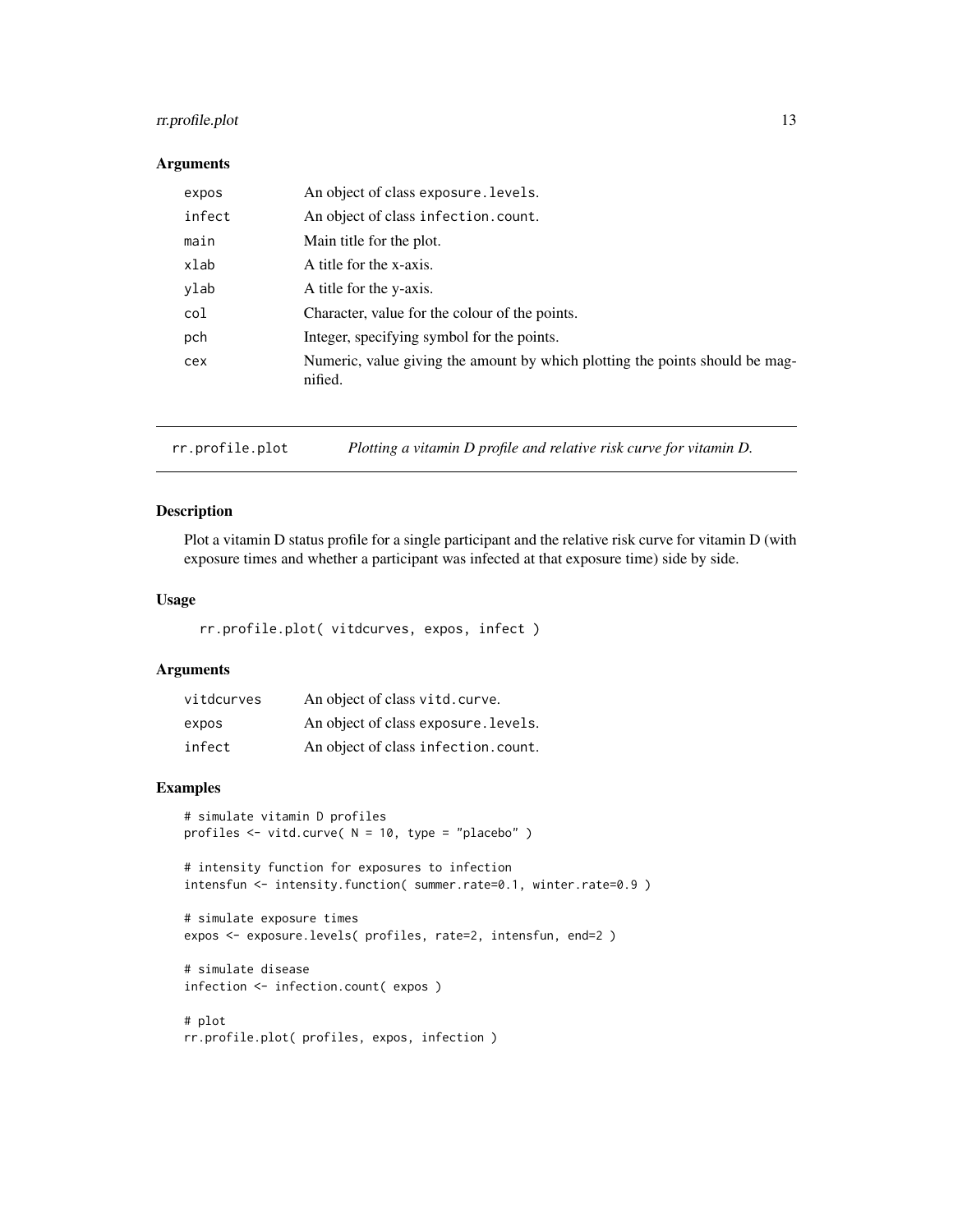### Arguments

| | |
|---|---|
| expos | An object of class exposure.levels. |
| infect | An object of class infection.count. |
| main | Main title for the plot. |
| xlab | A title for the x-axis. |
| ylab | A title for the y-axis. |
| col | Character, value for the colour of the points. |
| pch | Integer, specifying symbol for the points. |
| cex | Numeric, value giving the amount by which plotting the points should be magnified. |

---

## rr.profile.plot — *Plotting a vitamin D profile and relative risk curve for vitamin D.*

### Description

Plot a vitamin D status profile for a single participant and the relative risk curve for vitamin D (with exposure times and whether a participant was infected at that exposure time) side by side.

### Usage

```
rr.profile.plot( vitdcurves, expos, infect )
```

### Arguments

| | |
|---|---|
| vitdcurves | An object of class vitd.curve. |
| expos | An object of class exposure.levels. |
| infect | An object of class infection.count. |

### Examples

```
# simulate vitamin D profiles
profiles <- vitd.curve( N = 10, type = "placebo" )

# intensity function for exposures to infection
intensfun <- intensity.function( summer.rate=0.1, winter.rate=0.9 )

# simulate exposure times
expos <- exposure.levels( profiles, rate=2, intensfun, end=2 )

# simulate disease
infection <- infection.count( expos )

# plot
rr.profile.plot( profiles, expos, infection )
```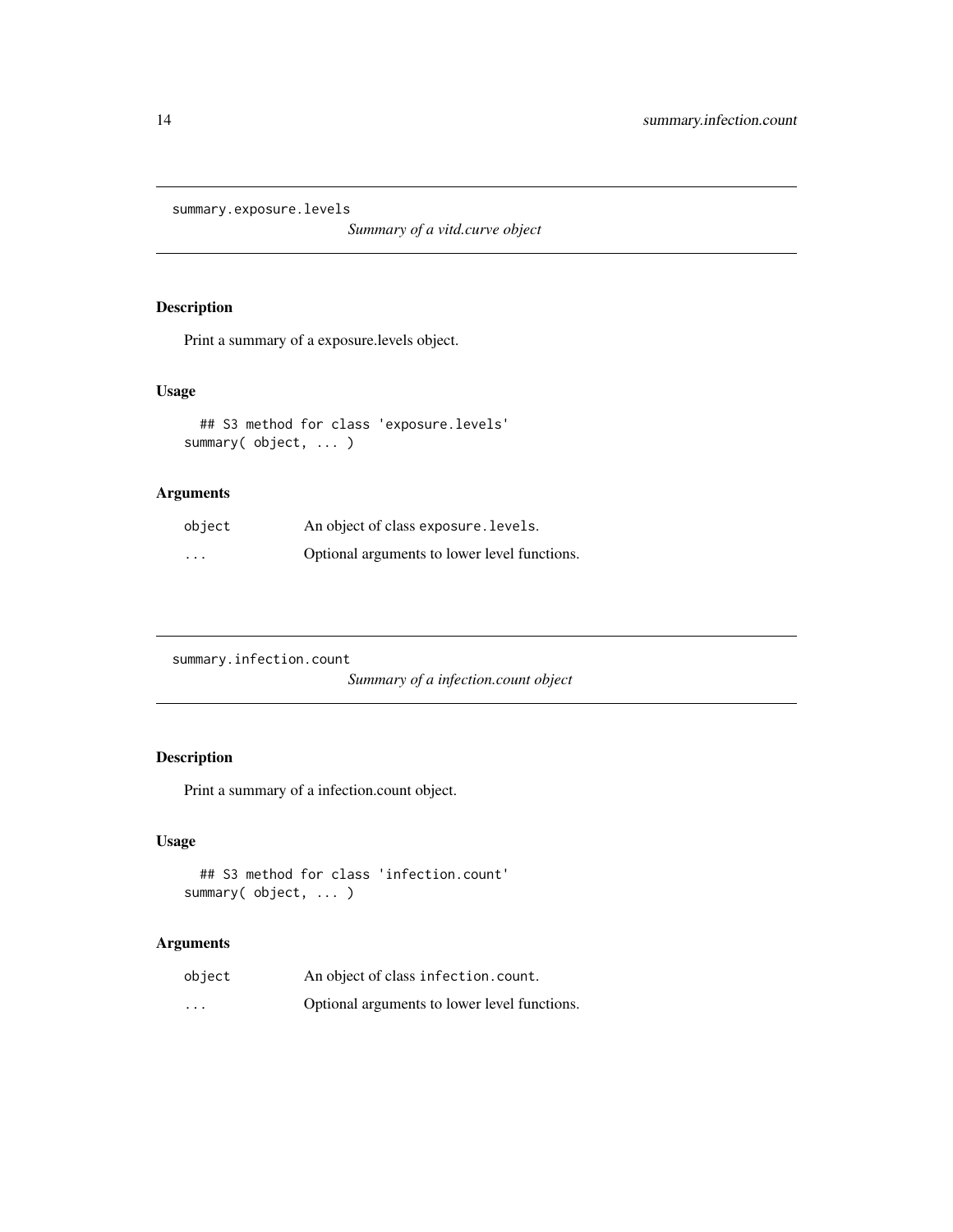## summary.exposure.levels

*Summary of a vitd.curve object*

### Description

Print a summary of a exposure.levels object.

### Usage

```
## S3 method for class 'exposure.levels'
summary( object, ... )
```

### Arguments

| | |
|---|---|
| object | An object of class exposure.levels. |
| ... | Optional arguments to lower level functions. |

## summary.infection.count

*Summary of a infection.count object*

### Description

Print a summary of a infection.count object.

### Usage

```
## S3 method for class 'infection.count'
summary( object, ... )
```

### Arguments

| | |
|---|---|
| object | An object of class infection.count. |
| ... | Optional arguments to lower level functions. |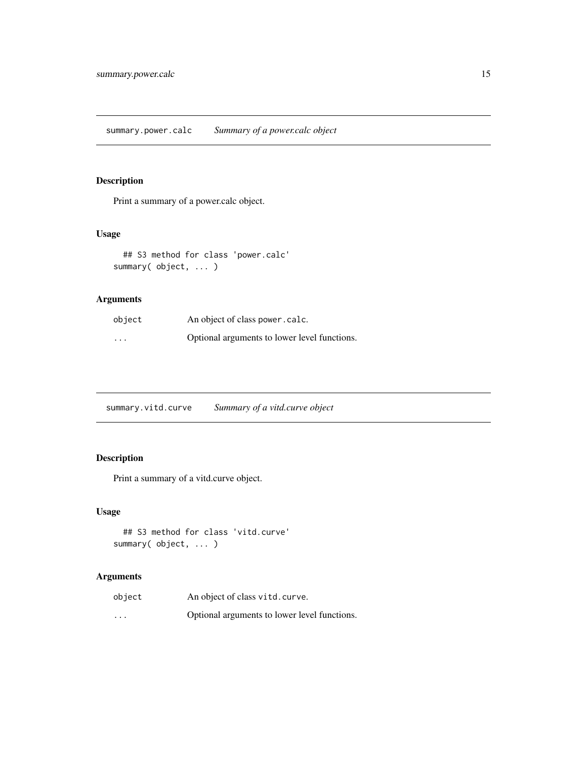## summary.power.calc *Summary of a power.calc object*

### Description

Print a summary of a power.calc object.

### Usage

```
  ## S3 method for class 'power.calc'
summary( object, ... )
```

### Arguments

| | |
|---|---|
| `object` | An object of class `power.calc`. |
| `...` | Optional arguments to lower level functions. |

## summary.vitd.curve *Summary of a vitd.curve object*

### Description

Print a summary of a vitd.curve object.

### Usage

```
  ## S3 method for class 'vitd.curve'
summary( object, ... )
```

### Arguments

| | |
|---|---|
| `object` | An object of class `vitd.curve`. |
| `...` | Optional arguments to lower level functions. |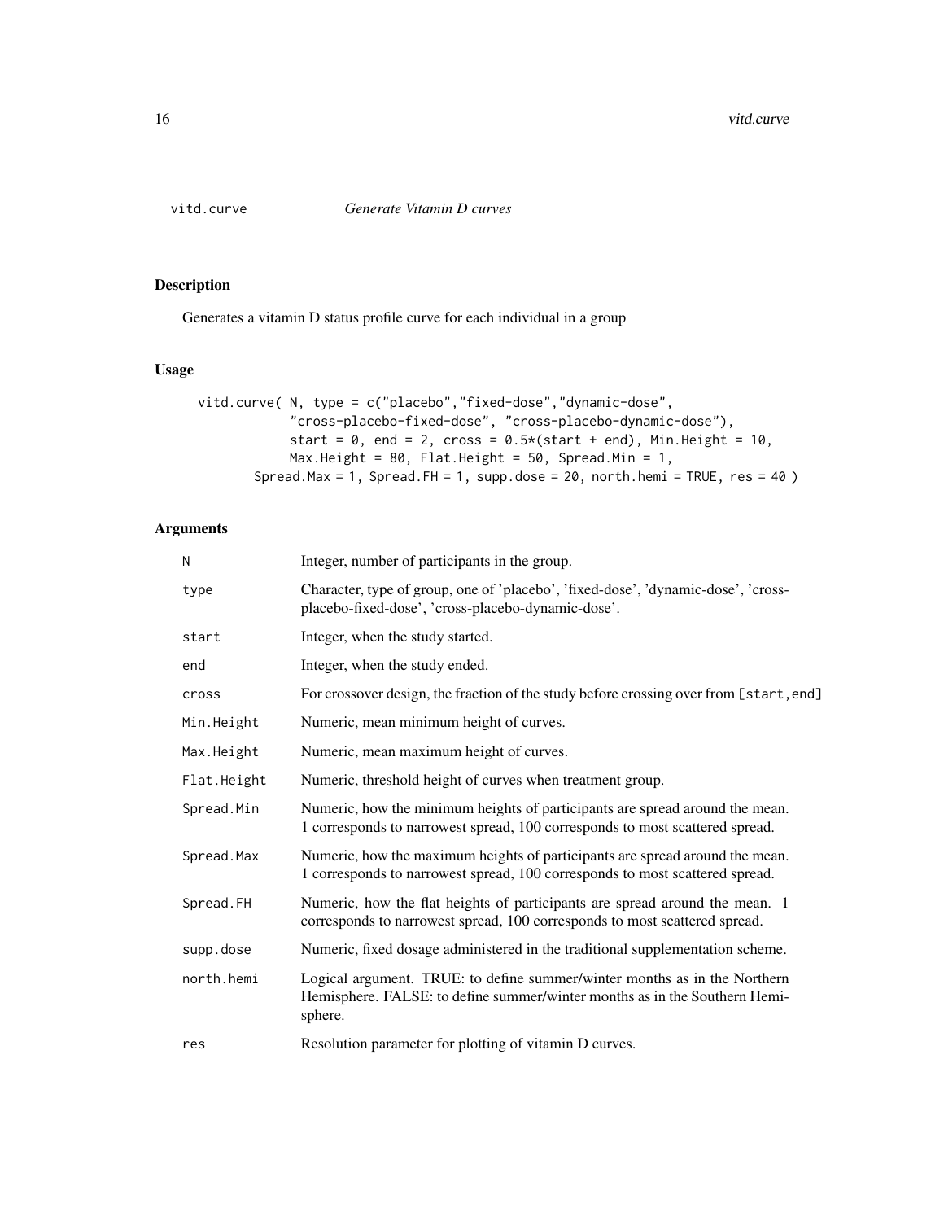# vitd.curve

*Generate Vitamin D curves*

## Description

Generates a vitamin D status profile curve for each individual in a group

## Usage

```
vitd.curve( N, type = c("placebo","fixed-dose","dynamic-dose",
            "cross-placebo-fixed-dose", "cross-placebo-dynamic-dose"),
            start = 0, end = 2, cross = 0.5*(start + end), Min.Height = 10,
            Max.Height = 80, Flat.Height = 50, Spread.Min = 1,
       Spread.Max = 1, Spread.FH = 1, supp.dose = 20, north.hemi = TRUE, res = 40 )
```

## Arguments

| | |
|---|---|
| N | Integer, number of participants in the group. |
| type | Character, type of group, one of 'placebo', 'fixed-dose', 'dynamic-dose', 'cross-placebo-fixed-dose', 'cross-placebo-dynamic-dose'. |
| start | Integer, when the study started. |
| end | Integer, when the study ended. |
| cross | For crossover design, the fraction of the study before crossing over from [start,end] |
| Min.Height | Numeric, mean minimum height of curves. |
| Max.Height | Numeric, mean maximum height of curves. |
| Flat.Height | Numeric, threshold height of curves when treatment group. |
| Spread.Min | Numeric, how the minimum heights of participants are spread around the mean. 1 corresponds to narrowest spread, 100 corresponds to most scattered spread. |
| Spread.Max | Numeric, how the maximum heights of participants are spread around the mean. 1 corresponds to narrowest spread, 100 corresponds to most scattered spread. |
| Spread.FH | Numeric, how the flat heights of participants are spread around the mean. 1 corresponds to narrowest spread, 100 corresponds to most scattered spread. |
| supp.dose | Numeric, fixed dosage administered in the traditional supplementation scheme. |
| north.hemi | Logical argument. TRUE: to define summer/winter months as in the Northern Hemisphere. FALSE: to define summer/winter months as in the Southern Hemisphere. |
| res | Resolution parameter for plotting of vitamin D curves. |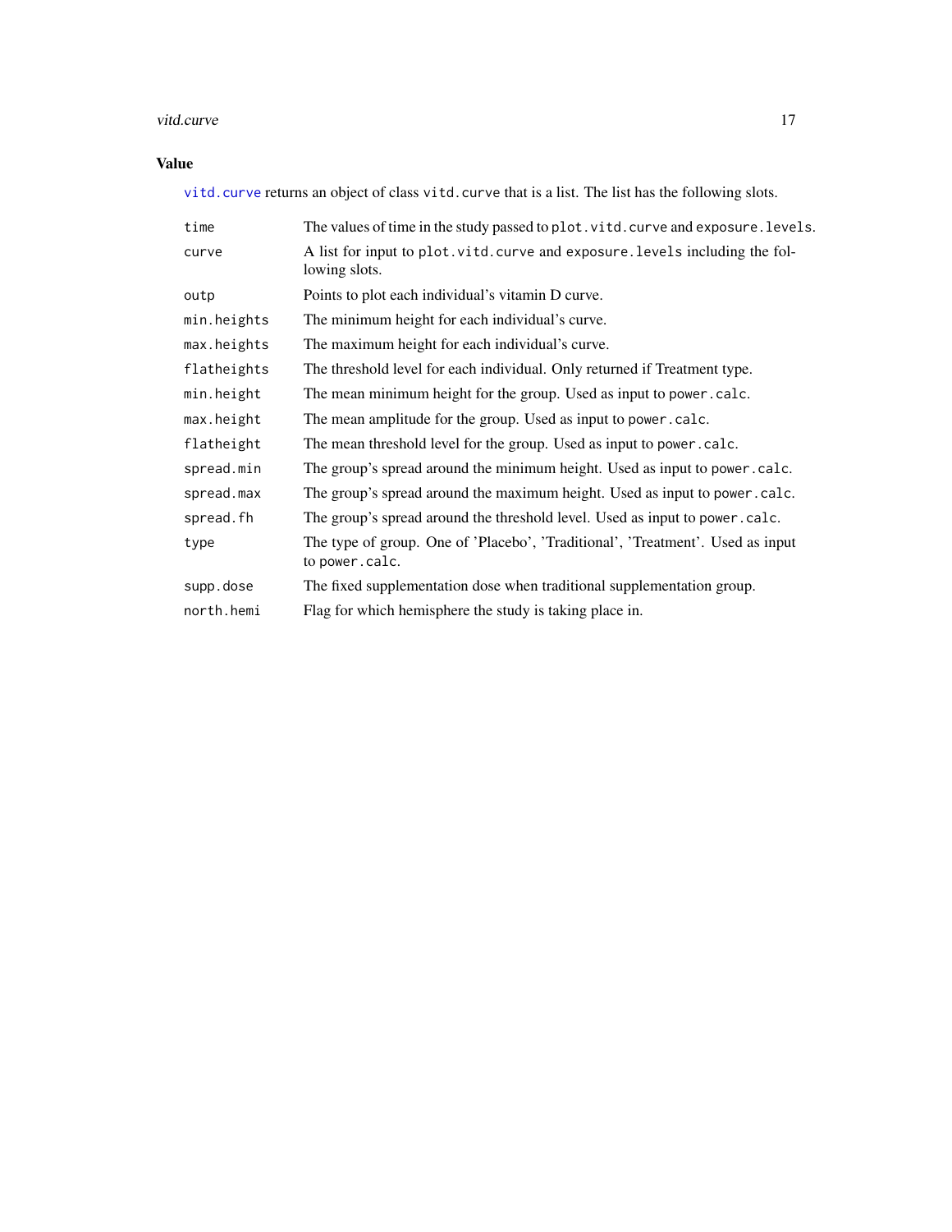## Value

`vitd.curve` returns an object of class `vitd.curve` that is a list. The list has the following slots.

| | |
|---|---|
| `time` | The values of time in the study passed to `plot.vitd.curve` and `exposure.levels`. |
| `curve` | A list for input to `plot.vitd.curve` and `exposure.levels` including the following slots. |
| `outp` | Points to plot each individual's vitamin D curve. |
| `min.heights` | The minimum height for each individual's curve. |
| `max.heights` | The maximum height for each individual's curve. |
| `flatheights` | The threshold level for each individual. Only returned if Treatment type. |
| `min.height` | The mean minimum height for the group. Used as input to `power.calc`. |
| `max.height` | The mean amplitude for the group. Used as input to `power.calc`. |
| `flatheight` | The mean threshold level for the group. Used as input to `power.calc`. |
| `spread.min` | The group's spread around the minimum height. Used as input to `power.calc`. |
| `spread.max` | The group's spread around the maximum height. Used as input to `power.calc`. |
| `spread.fh` | The group's spread around the threshold level. Used as input to `power.calc`. |
| `type` | The type of group. One of 'Placebo', 'Traditional', 'Treatment'. Used as input to `power.calc`. |
| `supp.dose` | The fixed supplementation dose when traditional supplementation group. |
| `north.hemi` | Flag for which hemisphere the study is taking place in. |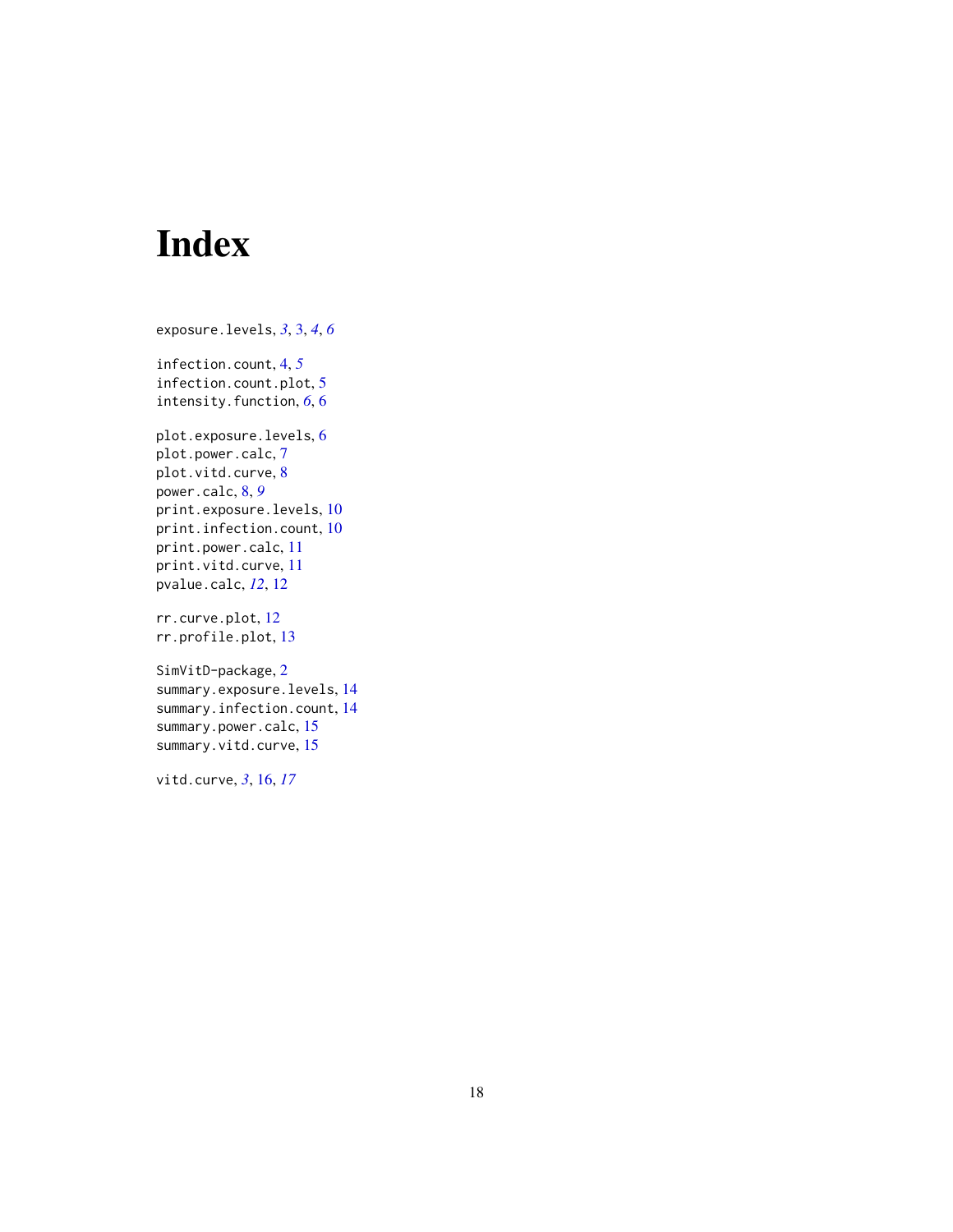# Index

exposure.levels, *3*, 3, *4*, *6*

infection.count, 4, *5*
infection.count.plot, 5
intensity.function, *6*, 6

plot.exposure.levels, 6
plot.power.calc, 7
plot.vitd.curve, 8
power.calc, 8, *9*
print.exposure.levels, 10
print.infection.count, 10
print.power.calc, 11
print.vitd.curve, 11
pvalue.calc, *12*, 12

rr.curve.plot, 12
rr.profile.plot, 13

SimVitD-package, 2
summary.exposure.levels, 14
summary.infection.count, 14
summary.power.calc, 15
summary.vitd.curve, 15

vitd.curve, *3*, 16, *17*